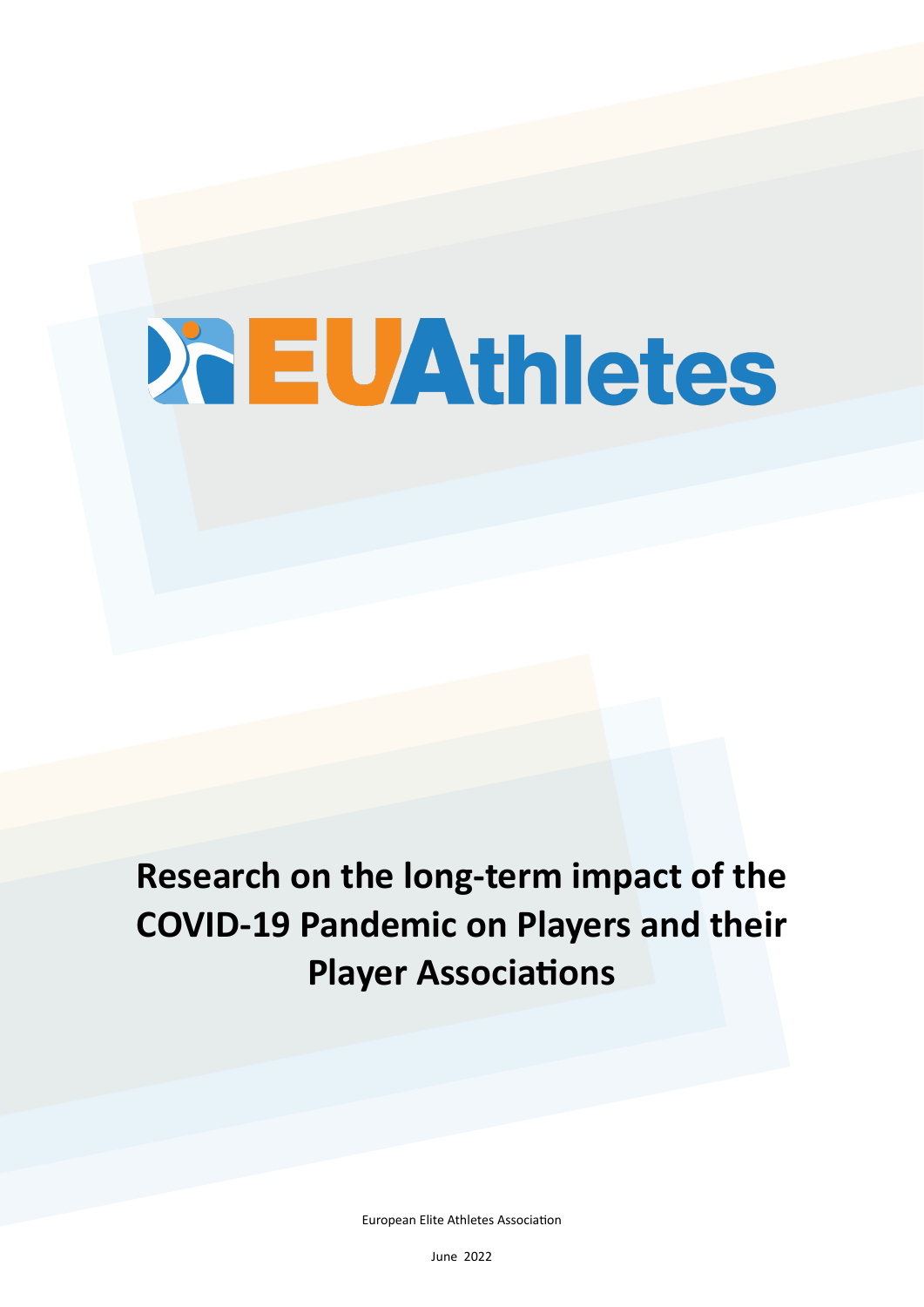EUAthletes

# Research on the long-term impact of the COVID-19 Pandemic on Players and their Player Associations

European Elite Athletes Association

June 2022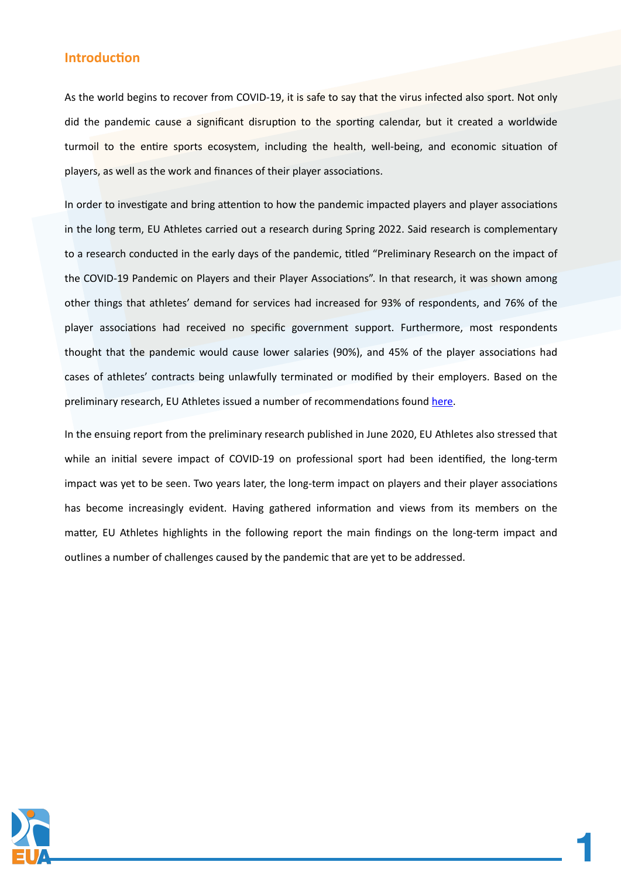## Introduction

As the world begins to recover from COVID-19, it is safe to say that the virus infected also sport. Not only did the pandemic cause a significant disruption to the sporting calendar, but it created a worldwide turmoil to the entire sports ecosystem, including the health, well-being, and economic situation of players, as well as the work and finances of their player associations.

In order to investigate and bring attention to how the pandemic impacted players and player associations in the long term, EU Athletes carried out a research during Spring 2022. Said research is complementary to a research conducted in the early days of the pandemic, titled "Preliminary Research on the impact of the COVID-19 Pandemic on Players and their Player Associations". In that research, it was shown among other things that athletes' demand for services had increased for 93% of respondents, and 76% of the player associations had received no specific government support. Furthermore, most respondents thought that the pandemic would cause lower salaries (90%), and 45% of the player associations had cases of athletes' contracts being unlawfully terminated or modified by their employers. Based on the preliminary research, EU Athletes issued a number of recommendations found here.

In the ensuing report from the preliminary research published in June 2020, EU Athletes also stressed that while an initial severe impact of COVID-19 on professional sport had been identified, the long-term impact was yet to be seen. Two years later, the long-term impact on players and their player associations has become increasingly evident. Having gathered information and views from its members on the matter, EU Athletes highlights in the following report the main findings on the long-term impact and outlines a number of challenges caused by the pandemic that are yet to be addressed.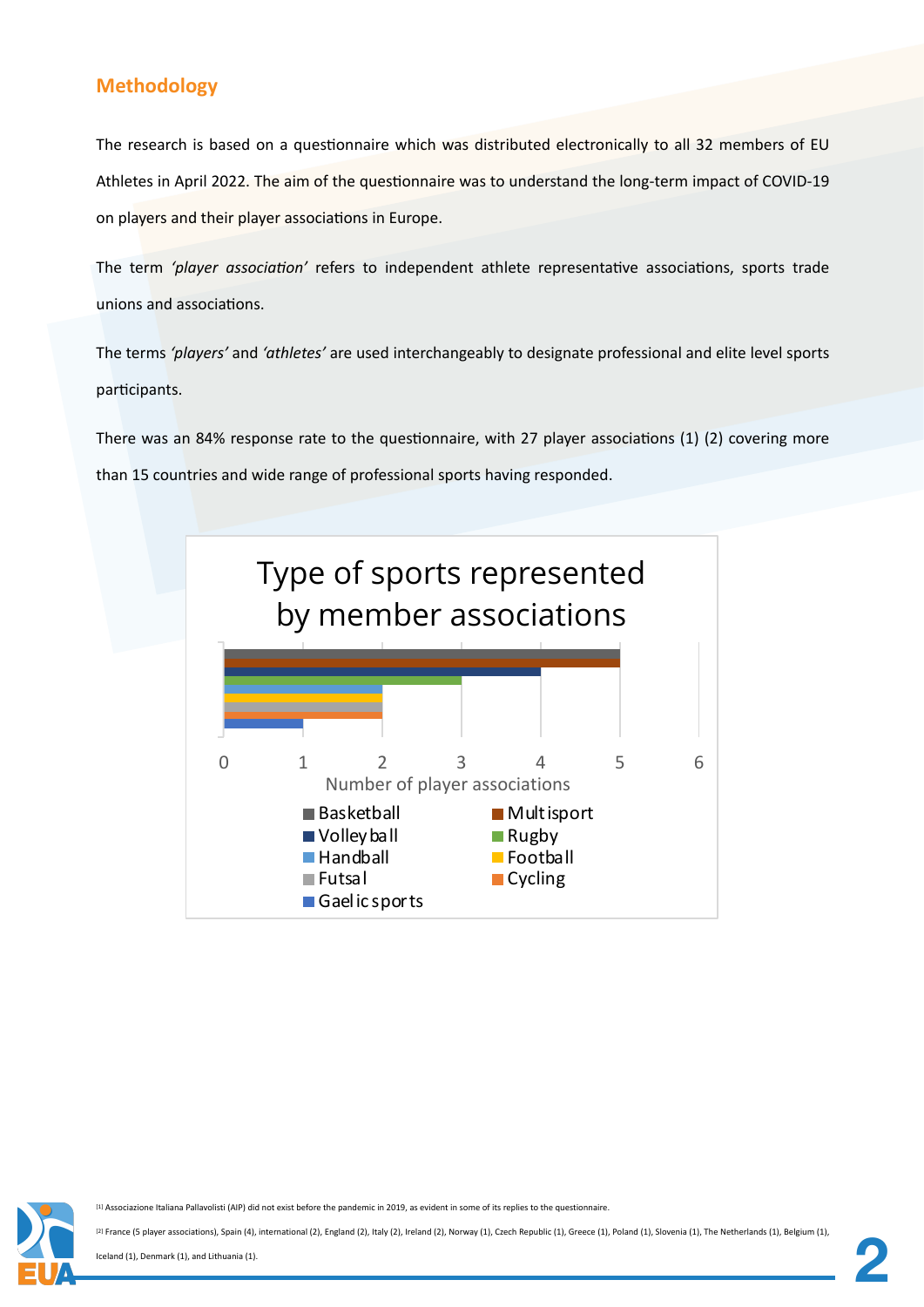## Methodology

The research is based on a questionnaire which was distributed electronically to all 32 members of EU Athletes in April 2022. The aim of the questionnaire was to understand the long-term impact of COVID-19 on players and their player associations in Europe.

The term *'player association'* refers to independent athlete representative associations, sports trade unions and associations.

The terms *'players'* and *'athletes'* are used interchangeably to designate professional and elite level sports participants.

There was an 84% response rate to the questionnaire, with 27 player associations (1) (2) covering more than 15 countries and wide range of professional sports having responded.

**Type of sports represented by member associations**

| Sport | Number of player associations |
| --- | --- |
| Basketball | 5 |
| Multisport | 5 |
| Volleyball | 4 |
| Rugby | 3 |
| Handball | 2 |
| Football | 2 |
| Futsal | 2 |
| Cycling | 2 |
| Gaelic sports | 1 |

[1] Associazione Italiana Pallavolisti (AIP) did not exist before the pandemic in 2019, as evident in some of its replies to the questionnaire.

[2] France (5 player associations), Spain (4), international (2), England (2), Italy (2), Ireland (2), Norway (1), Czech Republic (1), Greece (1), Poland (1), Slovenia (1), The Netherlands (1), Belgium (1), Iceland (1), Denmark (1), and Lithuania (1).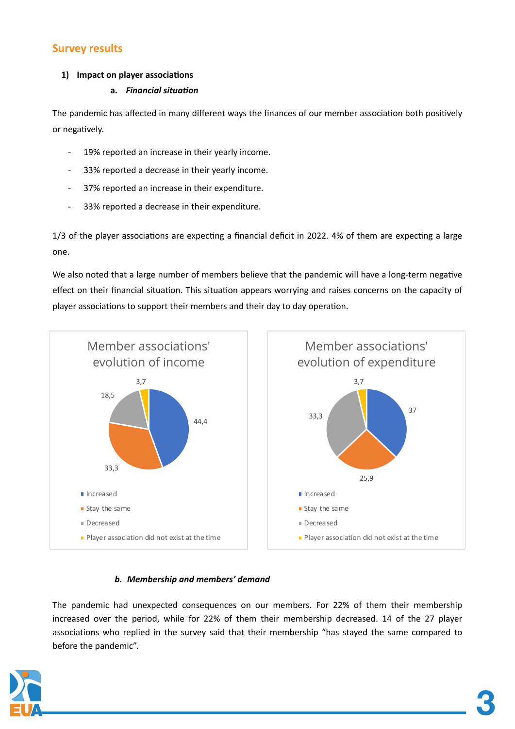## Survey results

### 1) Impact on player associations

#### a. *Financial situation*

The pandemic has affected in many different ways the finances of our member association both positively or negatively.

- 19% reported an increase in their yearly income.
- 33% reported a decrease in their yearly income.
- 37% reported an increase in their expenditure.
- 33% reported a decrease in their expenditure.

1/3 of the player associations are expecting a financial deficit in 2022. 4% of them are expecting a large one.

We also noted that a large number of members believe that the pandemic will have a long-term negative effect on their financial situation. This situation appears worrying and raises concerns on the capacity of player associations to support their members and their day to day operation.

Member associations' evolution of income

| Category | Value |
| --- | --- |
| Increased | 44,4 |
| Stay the same | 33,3 |
| Decreased | 18,5 |
| Player association did not exist at the time | 3,7 |

Member associations' evolution of expenditure

| Category | Value |
| --- | --- |
| Increased | 37 |
| Stay the same | 25,9 |
| Decreased | 33,3 |
| Player association did not exist at the time | 3,7 |

#### b. *Membership and members' demand*

The pandemic had unexpected consequences on our members. For 22% of them their membership increased over the period, while for 22% of them their membership decreased. 14 of the 27 player associations who replied in the survey said that their membership "has stayed the same compared to before the pandemic".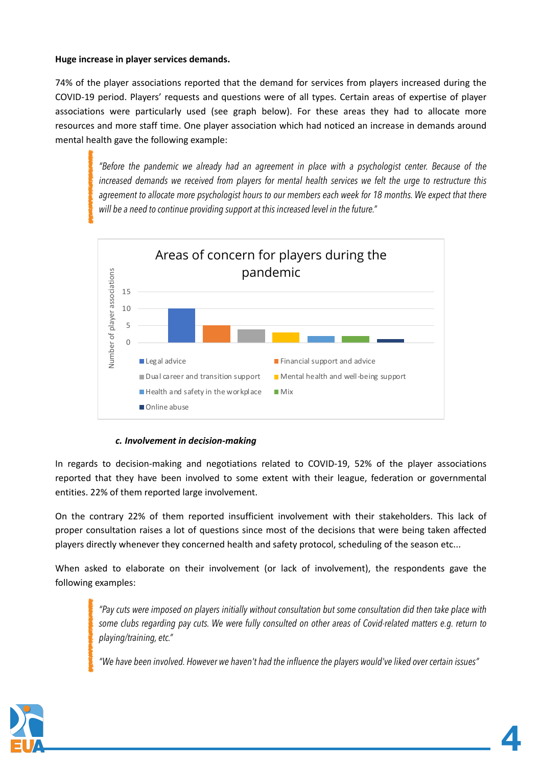**Huge increase in player services demands.**

74% of the player associations reported that the demand for services from players increased during the COVID-19 period. Players' requests and questions were of all types. Certain areas of expertise of player associations were particularly used (see graph below). For these areas they had to allocate more resources and more staff time. One player association which had noticed an increase in demands around mental health gave the following example:

> *"Before the pandemic we already had an agreement in place with a psychologist center. Because of the increased demands we received from players for mental health services we felt the urge to restructure this agreement to allocate more psychologist hours to our members each week for 18 months. We expect that there will be a need to continue providing support at this increased level in the future."*

Areas of concern for players during the pandemic

| Area | Number of player associations |
|---|---|
| Legal advice | 10 |
| Financial support and advice | 5 |
| Dual career and transition support | 4 |
| Mental health and well-being support | 3 |
| Health and safety in the workplace | 2 |
| Mix | 2 |
| Online abuse | 1 |

***c. Involvement in decision-making***

In regards to decision-making and negotiations related to COVID-19, 52% of the player associations reported that they have been involved to some extent with their league, federation or governmental entities. 22% of them reported large involvement.

On the contrary 22% of them reported insufficient involvement with their stakeholders. This lack of proper consultation raises a lot of questions since most of the decisions that were being taken affected players directly whenever they concerned health and safety protocol, scheduling of the season etc...

When asked to elaborate on their involvement (or lack of involvement), the respondents gave the following examples:

> *"Pay cuts were imposed on players initially without consultation but some consultation did then take place with some clubs regarding pay cuts. We were fully consulted on other areas of Covid-related matters e.g. return to playing/training, etc."*
>
> *"We have been involved. However we haven't had the influence the players would've liked over certain issues"*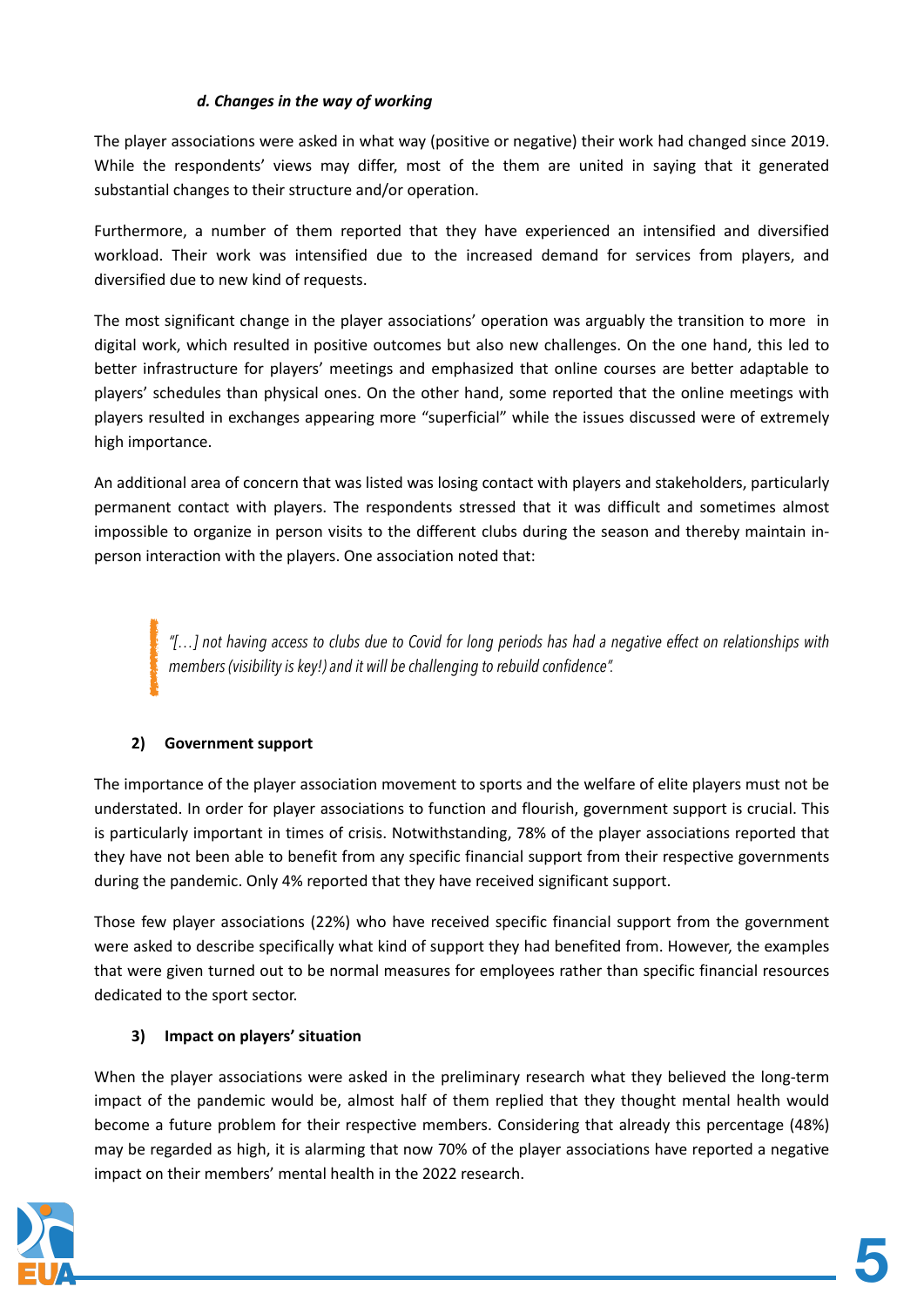#### *d. Changes in the way of working*

The player associations were asked in what way (positive or negative) their work had changed since 2019. While the respondents' views may differ, most of the them are united in saying that it generated substantial changes to their structure and/or operation.

Furthermore, a number of them reported that they have experienced an intensified and diversified workload. Their work was intensified due to the increased demand for services from players, and diversified due to new kind of requests.

The most significant change in the player associations' operation was arguably the transition to more in digital work, which resulted in positive outcomes but also new challenges. On the one hand, this led to better infrastructure for players' meetings and emphasized that online courses are better adaptable to players' schedules than physical ones. On the other hand, some reported that the online meetings with players resulted in exchanges appearing more "superficial" while the issues discussed were of extremely high importance.

An additional area of concern that was listed was losing contact with players and stakeholders, particularly permanent contact with players. The respondents stressed that it was difficult and sometimes almost impossible to organize in person visits to the different clubs during the season and thereby maintain in-person interaction with the players. One association noted that:

> *"[…] not having access to clubs due to Covid for long periods has had a negative effect on relationships with members (visibility is key!) and it will be challenging to rebuild confidence".*

### 2) Government support

The importance of the player association movement to sports and the welfare of elite players must not be understated. In order for player associations to function and flourish, government support is crucial. This is particularly important in times of crisis. Notwithstanding, 78% of the player associations reported that they have not been able to benefit from any specific financial support from their respective governments during the pandemic. Only 4% reported that they have received significant support.

Those few player associations (22%) who have received specific financial support from the government were asked to describe specifically what kind of support they had benefited from. However, the examples that were given turned out to be normal measures for employees rather than specific financial resources dedicated to the sport sector.

### 3) Impact on players' situation

When the player associations were asked in the preliminary research what they believed the long-term impact of the pandemic would be, almost half of them replied that they thought mental health would become a future problem for their respective members. Considering that already this percentage (48%) may be regarded as high, it is alarming that now 70% of the player associations have reported a negative impact on their members' mental health in the 2022 research.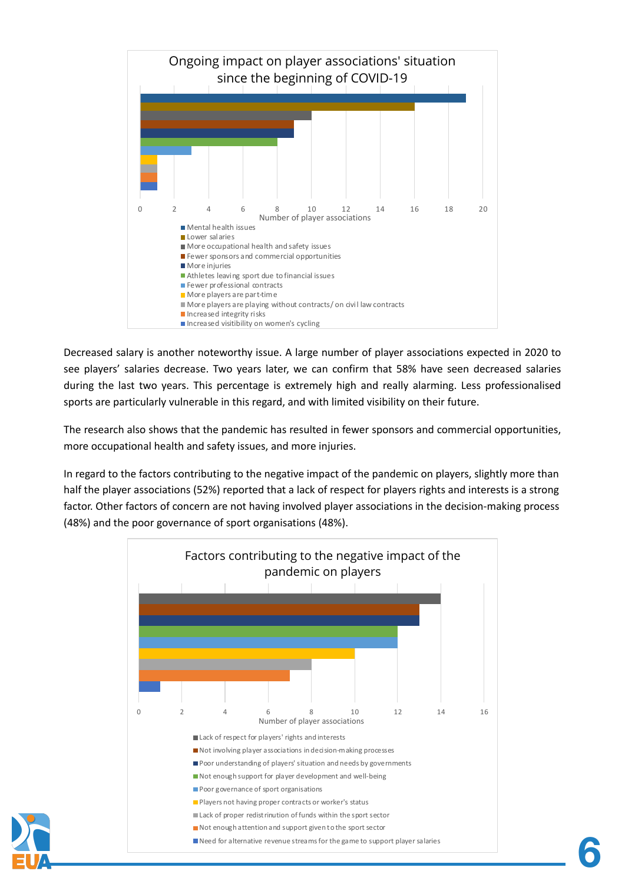**Ongoing impact on player associations' situation since the beginning of COVID-19**

| Impact | Number of player associations |
|---|---|
| Mental health issues | 19 |
| Lower salaries | 16 |
| More occupational health and safety issues | 10 |
| Fewer sponsors and commercial opportunities | 9 |
| More injuries | 9 |
| Athletes leaving sport due to financial issues | 8 |
| Fewer professional contracts | 3 |
| More players are part-time | 1 |
| More players are playing without contracts/ on civil law contracts | 1 |
| Increased integrity risks | 1 |
| Increased visitibility on women's cycling | 1 |

Decreased salary is another noteworthy issue. A large number of player associations expected in 2020 to see players' salaries decrease. Two years later, we can confirm that 58% have seen decreased salaries during the last two years. This percentage is extremely high and really alarming. Less professionalised sports are particularly vulnerable in this regard, and with limited visibility on their future.

The research also shows that the pandemic has resulted in fewer sponsors and commercial opportunities, more occupational health and safety issues, and more injuries.

In regard to the factors contributing to the negative impact of the pandemic on players, slightly more than half the player associations (52%) reported that a lack of respect for players rights and interests is a strong factor. Other factors of concern are not having involved player associations in the decision-making process (48%) and the poor governance of sport organisations (48%).

**Factors contributing to the negative impact of the pandemic on players**

| Factor | Number of player associations |
|---|---|
| Lack of respect for players' rights and interests | 14 |
| Not involving player associations in decision-making processes | 13 |
| Poor understanding of players' situation and needs by governments | 13 |
| Not enough support for player development and well-being | 12 |
| Poor governance of sport organisations | 12 |
| Players not having proper contracts or worker's status | 10 |
| Lack of proper redistrinution of funds within the sport sector | 8 |
| Not enough attention and support given to the sport sector | 7 |
| Need for alternative revenue streams for the game to support player salaries | 1 |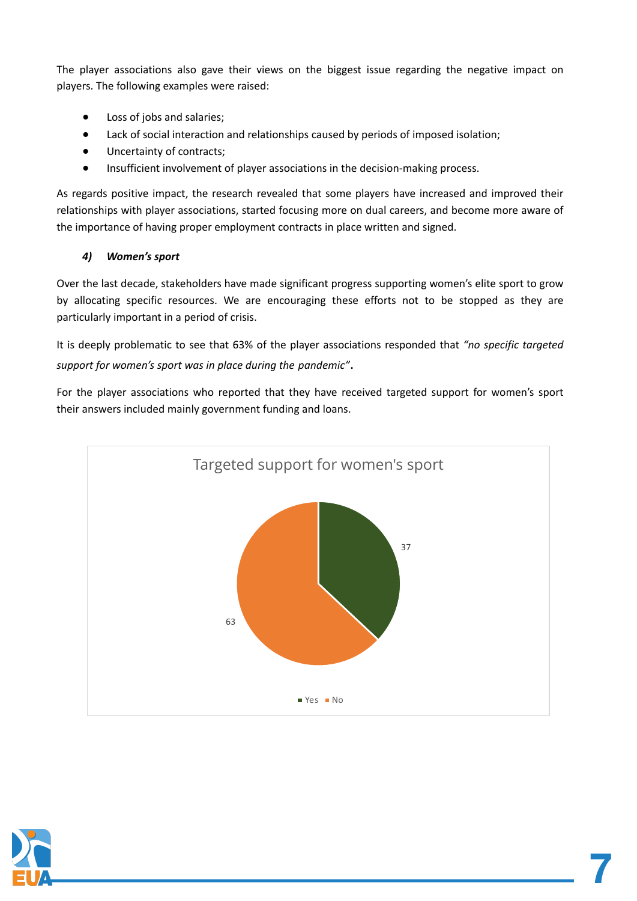The player associations also gave their views on the biggest issue regarding the negative impact on players. The following examples were raised:

- Loss of jobs and salaries;
- Lack of social interaction and relationships caused by periods of imposed isolation;
- Uncertainty of contracts;
- Insufficient involvement of player associations in the decision-making process.

As regards positive impact, the research revealed that some players have increased and improved their relationships with player associations, started focusing more on dual careers, and become more aware of the importance of having proper employment contracts in place written and signed.

### *4) Women's sport*

Over the last decade, stakeholders have made significant progress supporting women's elite sport to grow by allocating specific resources. We are encouraging these efforts not to be stopped as they are particularly important in a period of crisis.

It is deeply problematic to see that 63% of the player associations responded that *"no specific targeted support for women's sport was in place during the pandemic"*.

For the player associations who reported that they have received targeted support for women's sport their answers included mainly government funding and loans.

Targeted support for women's sport

| | Value |
|---|---|
| Yes | 37 |
| No | 63 |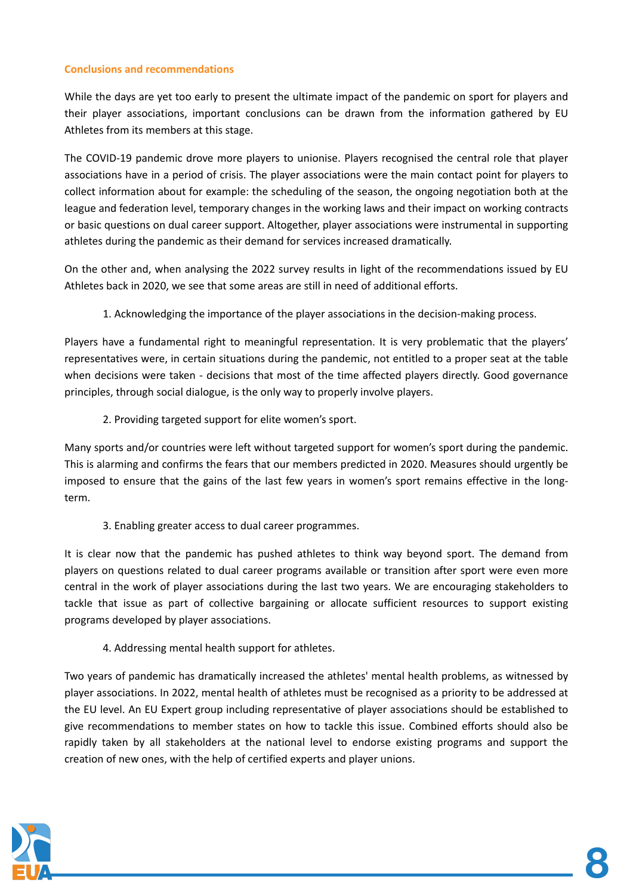## Conclusions and recommendations

While the days are yet too early to present the ultimate impact of the pandemic on sport for players and their player associations, important conclusions can be drawn from the information gathered by EU Athletes from its members at this stage.

The COVID-19 pandemic drove more players to unionise. Players recognised the central role that player associations have in a period of crisis. The player associations were the main contact point for players to collect information about for example: the scheduling of the season, the ongoing negotiation both at the league and federation level, temporary changes in the working laws and their impact on working contracts or basic questions on dual career support. Altogether, player associations were instrumental in supporting athletes during the pandemic as their demand for services increased dramatically.

On the other and, when analysing the 2022 survey results in light of the recommendations issued by EU Athletes back in 2020, we see that some areas are still in need of additional efforts.

1. Acknowledging the importance of the player associations in the decision-making process.

Players have a fundamental right to meaningful representation. It is very problematic that the players' representatives were, in certain situations during the pandemic, not entitled to a proper seat at the table when decisions were taken - decisions that most of the time affected players directly. Good governance principles, through social dialogue, is the only way to properly involve players.

2. Providing targeted support for elite women's sport.

Many sports and/or countries were left without targeted support for women's sport during the pandemic. This is alarming and confirms the fears that our members predicted in 2020. Measures should urgently be imposed to ensure that the gains of the last few years in women's sport remains effective in the long-term.

3. Enabling greater access to dual career programmes.

It is clear now that the pandemic has pushed athletes to think way beyond sport. The demand from players on questions related to dual career programs available or transition after sport were even more central in the work of player associations during the last two years. We are encouraging stakeholders to tackle that issue as part of collective bargaining or allocate sufficient resources to support existing programs developed by player associations.

4. Addressing mental health support for athletes.

Two years of pandemic has dramatically increased the athletes' mental health problems, as witnessed by player associations. In 2022, mental health of athletes must be recognised as a priority to be addressed at the EU level. An EU Expert group including representative of player associations should be established to give recommendations to member states on how to tackle this issue. Combined efforts should also be rapidly taken by all stakeholders at the national level to endorse existing programs and support the creation of new ones, with the help of certified experts and player unions.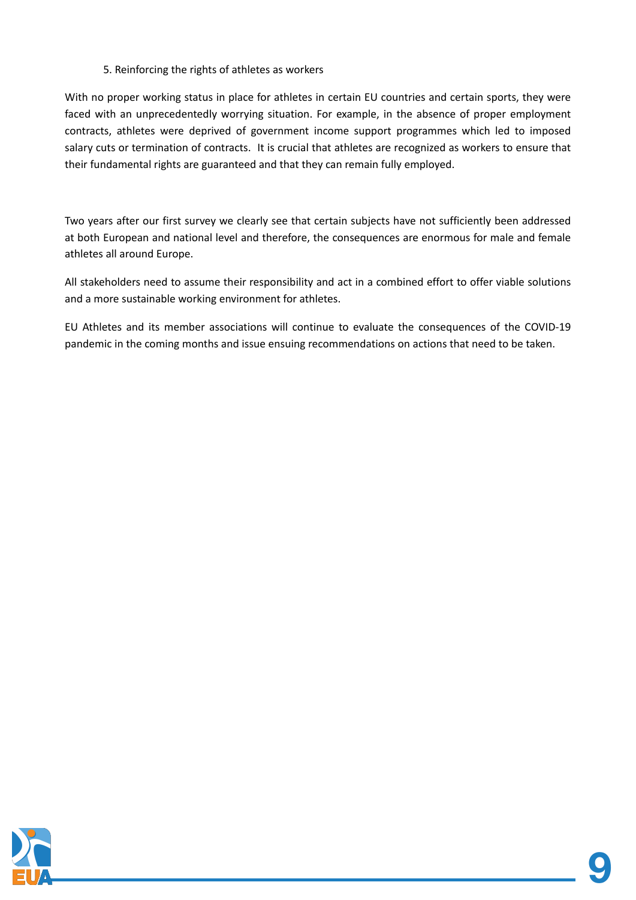5. Reinforcing the rights of athletes as workers

With no proper working status in place for athletes in certain EU countries and certain sports, they were faced with an unprecedentedly worrying situation. For example, in the absence of proper employment contracts, athletes were deprived of government income support programmes which led to imposed salary cuts or termination of contracts. It is crucial that athletes are recognized as workers to ensure that their fundamental rights are guaranteed and that they can remain fully employed.

Two years after our first survey we clearly see that certain subjects have not sufficiently been addressed at both European and national level and therefore, the consequences are enormous for male and female athletes all around Europe.

All stakeholders need to assume their responsibility and act in a combined effort to offer viable solutions and a more sustainable working environment for athletes.

EU Athletes and its member associations will continue to evaluate the consequences of the COVID-19 pandemic in the coming months and issue ensuing recommendations on actions that need to be taken.